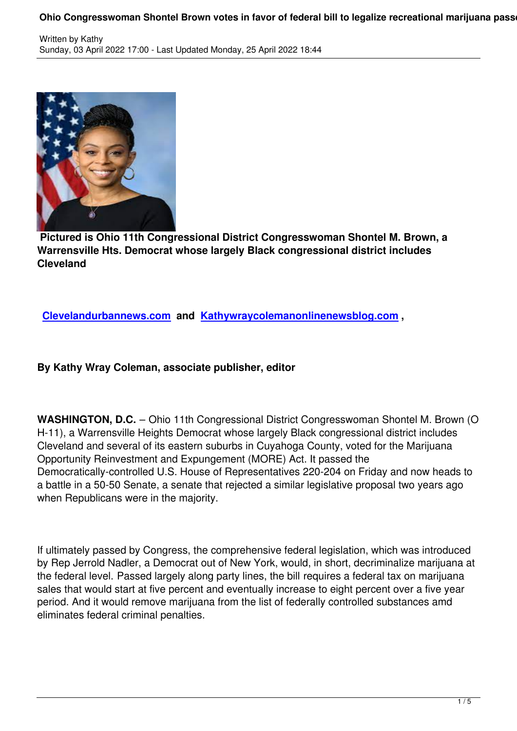**Pictured is Ohio 11th Congressional District Congresswoman Shontel M. Brown, a Warrensville Hts. Democrat whose largely Black congressional district includes Cleveland**

**Clevelandurbannews.com and Kathywraycolemanonlinenewsblog.com ,**

**By Kathy Wray Coleman, associate publisher, editor**

**WASHINGTON, D.C.** – Ohio 11th Congressional District Congresswoman Shontel M. Brown (OH-11), a Warrensville Heights Democrat whose largely Black congressional district includes Cleveland and several of its eastern suburbs in Cuyahoga County, voted for the Marijuana Opportunity Reinvestment and Expungement (MORE) Act. It passed the Democratically-controlled U.S. House of Representatives 220-204 on Friday and now heads to a battle in a 50-50 Senate, a senate that rejected a similar legislative proposal two years ago when Republicans were in the majority.

If ultimately passed by Congress, the comprehensive federal legislation, which was introduced by Rep Jerrold Nadler, a Democrat out of New York, would, in short, decriminalize marijuana at the federal level. Passed largely along party lines, the bill requires a federal tax on marijuana sales that would start at five percent and eventually increase to eight percent over a five year period. And it would remove marijuana from the list of federally controlled substances amd eliminates federal criminal penalties.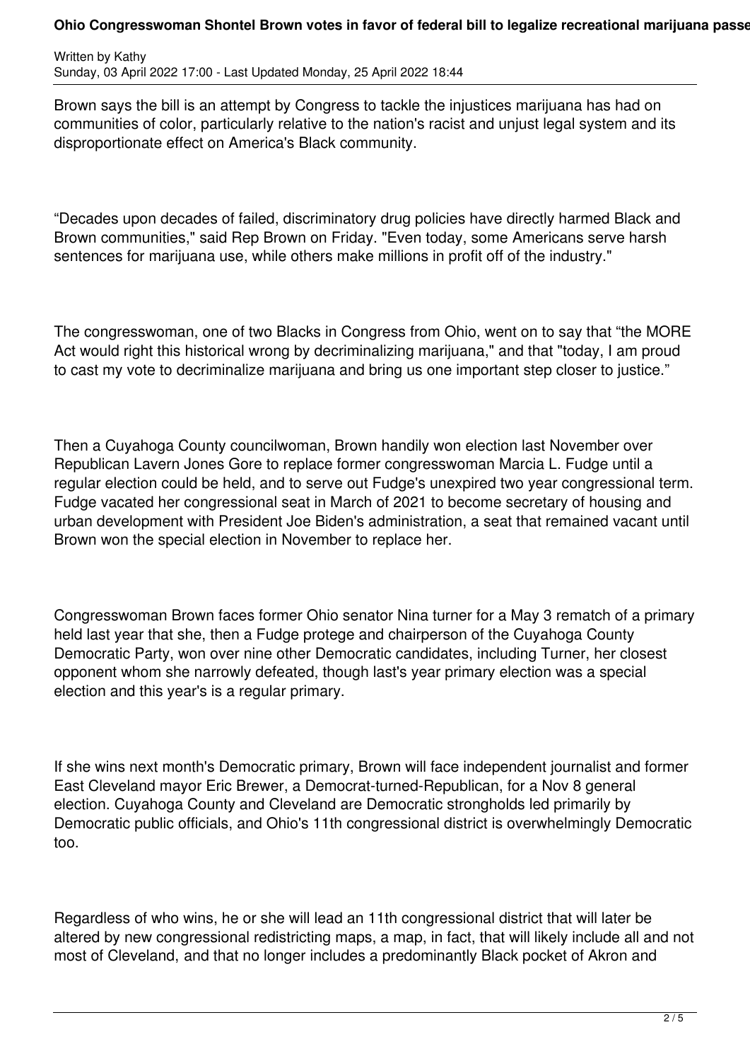Brown says the bill is an attempt by Congress to tackle the injustices marijuana has had on communities of color, particularly relative to the nation's racist and unjust legal system and its disproportionate effect on America's Black community.

“Decades upon decades of failed, discriminatory drug policies have directly harmed Black and Brown communities," said Rep Brown on Friday. "Even today, some Americans serve harsh sentences for marijuana use, while others make millions in profit off of the industry."

The congresswoman, one of two Blacks in Congress from Ohio, went on to say that “the MORE Act would right this historical wrong by decriminalizing marijuana," and that "today, I am proud to cast my vote to decriminalize marijuana and bring us one important step closer to justice.”

Then a Cuyahoga County councilwoman, Brown handily won election last November over Republican Lavern Jones Gore to replace former congresswoman Marcia L. Fudge until a regular election could be held, and to serve out Fudge's unexpired two year congressional term. Fudge vacated her congressional seat in March of 2021 to become secretary of housing and urban development with President Joe Biden's administration, a seat that remained vacant until Brown won the special election in November to replace her.

Congresswoman Brown faces former Ohio senator Nina turner for a May 3 rematch of a primary held last year that she, then a Fudge protege and chairperson of the Cuyahoga County Democratic Party, won over nine other Democratic candidates, including Turner, her closest opponent whom she narrowly defeated, though last's year primary election was a special election and this year's is a regular primary.

If she wins next month's Democratic primary, Brown will face independent journalist and former East Cleveland mayor Eric Brewer, a Democrat-turned-Republican, for a Nov 8 general election. Cuyahoga County and Cleveland are Democratic strongholds led primarily by Democratic public officials, and Ohio's 11th congressional district is overwhelmingly Democratic too.

Regardless of who wins, he or she will lead an 11th congressional district that will later be altered by new congressional redistricting maps, a map, in fact, that will likely include all and not most of Cleveland, and that no longer includes a predominantly Black pocket of Akron and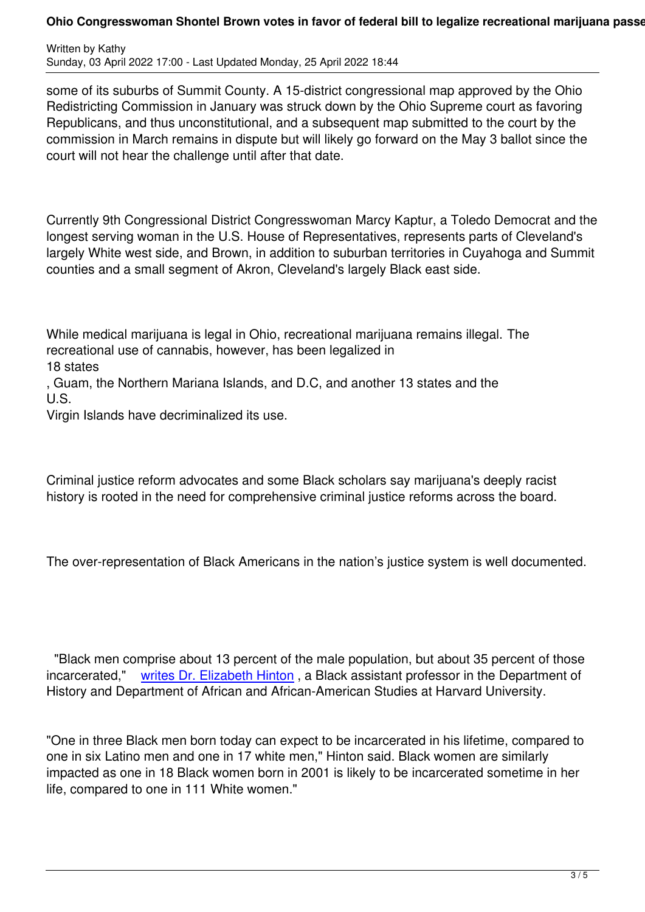some of its suburbs of Summit County. A 15-district congressional map approved by the Ohio Redistricting Commission in January was struck down by the Ohio Supreme court as favoring Republicans, and thus unconstitutional, and a subsequent map submitted to the court by the commission in March remains in dispute but will likely go forward on the May 3 ballot since the court will not hear the challenge until after that date.

Currently 9th Congressional District Congresswoman Marcy Kaptur, a Toledo Democrat and the longest serving woman in the U.S. House of Representatives, represents parts of Cleveland's largely White west side, and Brown, in addition to suburban territories in Cuyahoga and Summit counties and a small segment of Akron, Cleveland's largely Black east side.

While medical marijuana is legal in Ohio, recreational marijuana remains illegal. The recreational use of cannabis, however, has been legalized in 18 states, Guam, the Northern Mariana Islands, and D.C, and another 13 states and the U.S. Virgin Islands have decriminalized its use.

Criminal justice reform advocates and some Black scholars say marijuana's deeply racist history is rooted in the need for comprehensive criminal justice reforms across the board.

The over-representation of Black Americans in the nation's justice system is well documented.

"Black men comprise about 13 percent of the male population, but about 35 percent of those incarcerated," writes Dr. Elizabeth Hinton, a Black assistant professor in the Department of History and Department of African and African-American Studies at Harvard University.

"One in three Black men born today can expect to be incarcerated in his lifetime, compared to one in six Latino men and one in 17 white men," Hinton said. Black women are similarly impacted as one in 18 Black women born in 2001 is likely to be incarcerated sometime in her life, compared to one in 111 White women."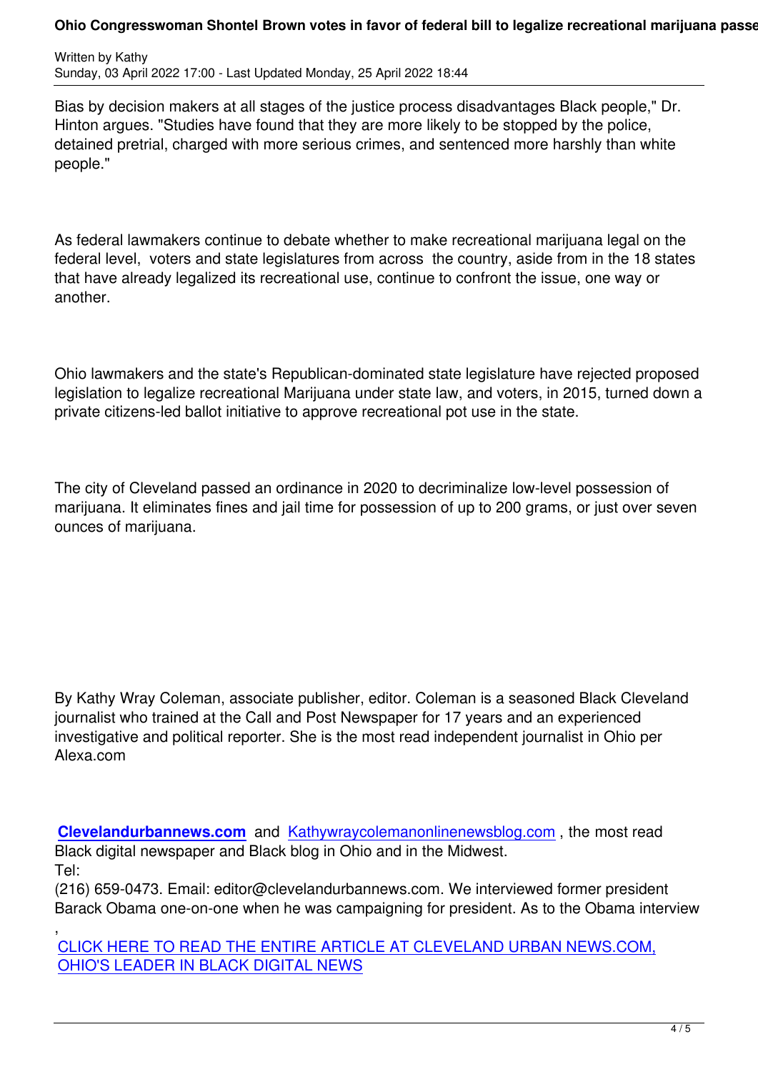Bias by decision makers at all stages of the justice process disadvantages Black people," Dr. Hinton argues. "Studies have found that they are more likely to be stopped by the police, detained pretrial, charged with more serious crimes, and sentenced more harshly than white people."

As federal lawmakers continue to debate whether to make recreational marijuana legal on the federal level, voters and state legislatures from across the country, aside from in the 18 states that have already legalized its recreational use, continue to confront the issue, one way or another.

Ohio lawmakers and the state's Republican-dominated state legislature have rejected proposed legislation to legalize recreational Marijuana under state law, and voters, in 2015, turned down a private citizens-led ballot initiative to approve recreational pot use in the state.

The city of Cleveland passed an ordinance in 2020 to decriminalize low-level possession of marijuana. It eliminates fines and jail time for possession of up to 200 grams, or just over seven ounces of marijuana.

By Kathy Wray Coleman, associate publisher, editor. Coleman is a seasoned Black Cleveland journalist who trained at the Call and Post Newspaper for 17 years and an experienced investigative and political reporter. She is the most read independent journalist in Ohio per Alexa.com

**Clevelandurbannews.com** and Kathywraycolemanonlinenewsblog.com , the most read Black digital newspaper and Black blog in Ohio and in the Midwest.
Tel:
(216) 659-0473. Email: editor@clevelandurbannews.com. We interviewed former president Barack Obama one-on-one when he was campaigning for president. As to the Obama interview
,
CLICK HERE TO READ THE ENTIRE ARTICLE AT CLEVELAND URBAN NEWS.COM, OHIO'S LEADER IN BLACK DIGITAL NEWS